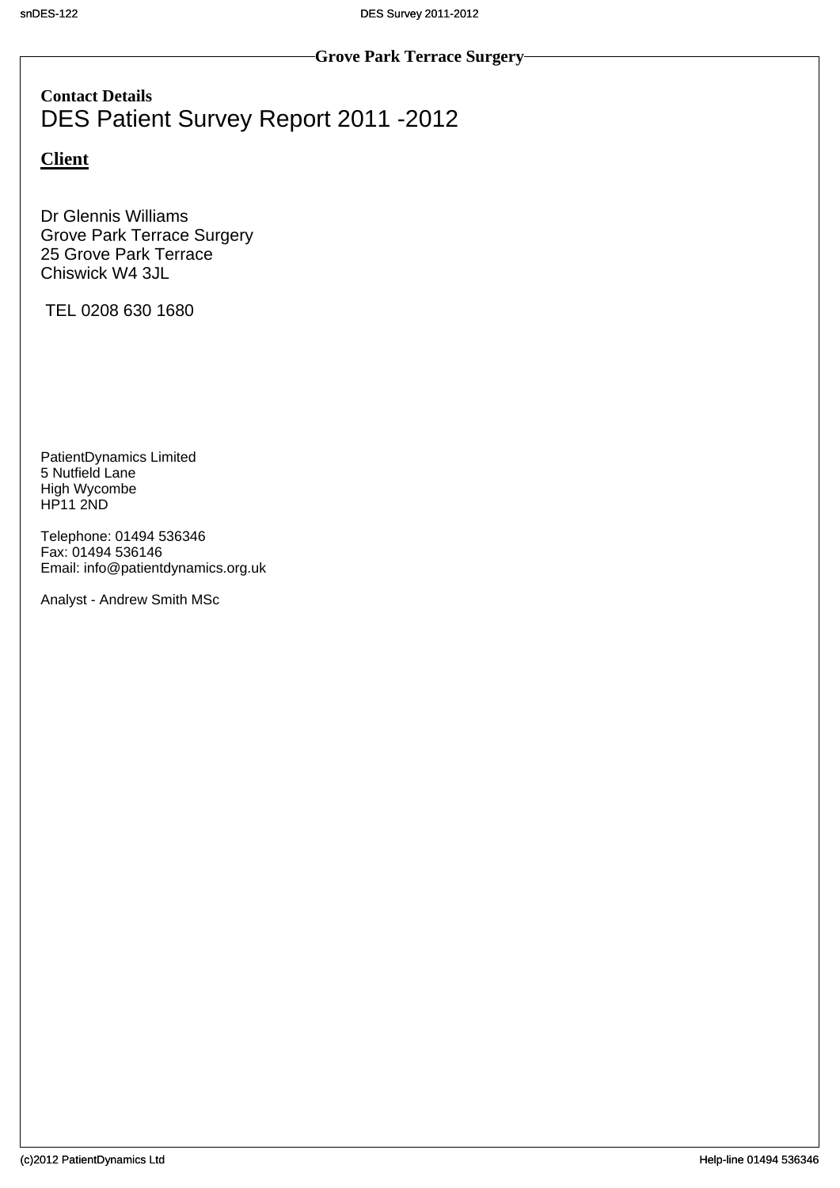**Grove Park Terrace Surgery**

**Contact Details**

# DES Patient Survey Report 2011 -2012

## Client

Dr Glennis Williams
Grove Park Terrace Surgery
25 Grove Park Terrace
Chiswick W4 3JL

TEL 0208 630 1680

PatientDynamics Limited
5 Nutfield Lane
High Wycombe
HP11 2ND

Telephone: 01494 536346
Fax: 01494 536146
Email: info@patientdynamics.org.uk

Analyst - Andrew Smith MSc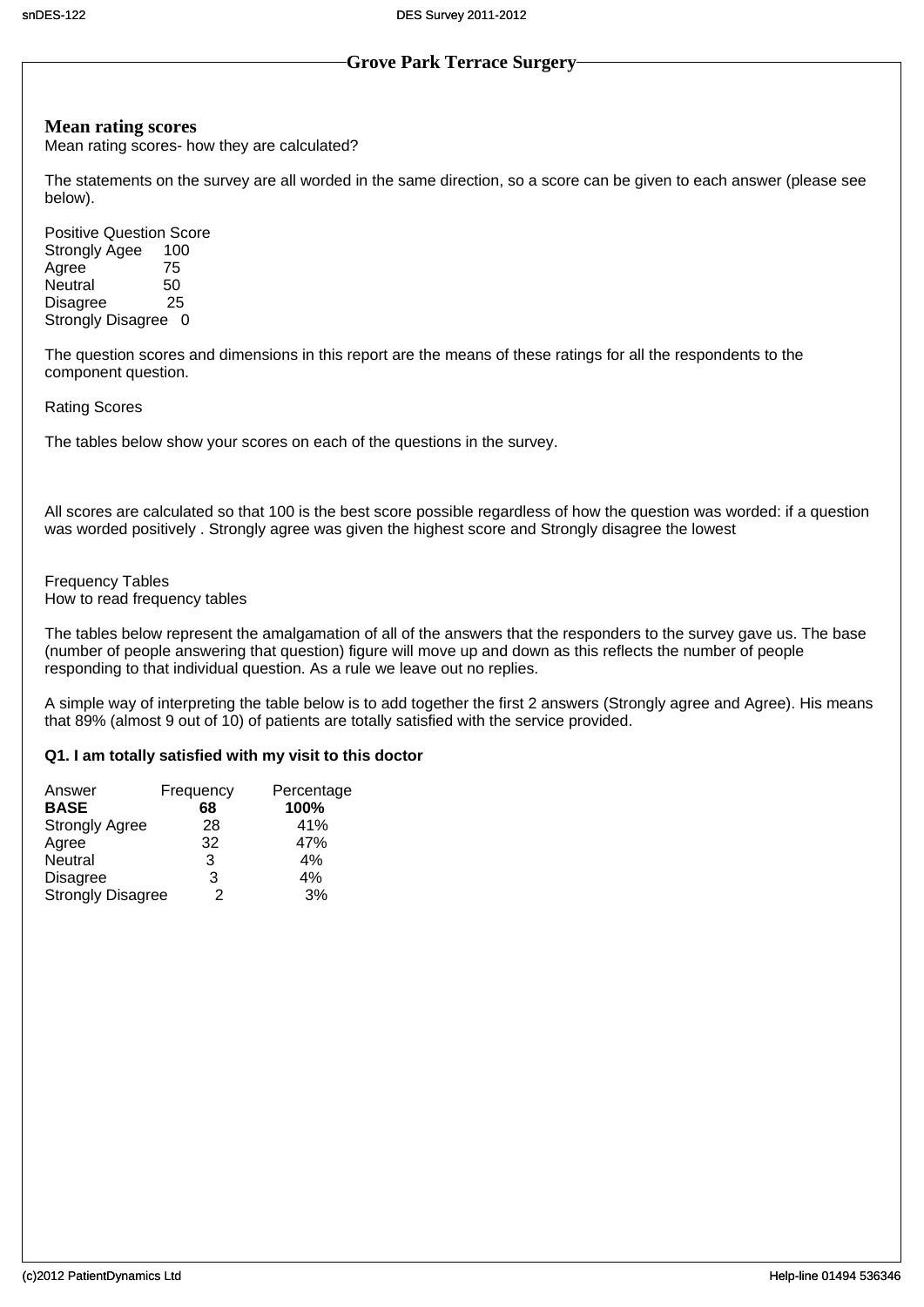## Grove Park Terrace Surgery

### Mean rating scores

Mean rating scores- how they are calculated?

The statements on the survey are all worded in the same direction, so a score can be given to each answer (please see below).

| Positive Question | Score |
|---|---|
| Strongly Agee | 100 |
| Agree | 75 |
| Neutral | 50 |
| Disagree | 25 |
| Strongly Disagree | 0 |

The question scores and dimensions in this report are the means of these ratings for all the respondents to the component question.

Rating Scores

The tables below show your scores on each of the questions in the survey.

All scores are calculated so that 100 is the best score possible regardless of how the question was worded: if a question was worded positively . Strongly agree was given the highest score and Strongly disagree the lowest

Frequency Tables

How to read frequency tables

The tables below represent the amalgamation of all of the answers that the responders to the survey gave us. The base (number of people answering that question) figure will move up and down as this reflects the number of people responding to that individual question. As a rule we leave out no replies.

A simple way of interpreting the table below is to add together the first 2 answers (Strongly agree and Agree). His means that 89% (almost 9 out of 10) of patients are totally satisfied with the service provided.

**Q1. I am totally satisfied with my visit to this doctor**

| Answer | Frequency | Percentage |
|---|---|---|
| **BASE** | **68** | **100%** |
| Strongly Agree | 28 | 41% |
| Agree | 32 | 47% |
| Neutral | 3 | 4% |
| Disagree | 3 | 4% |
| Strongly Disagree | 2 | 3% |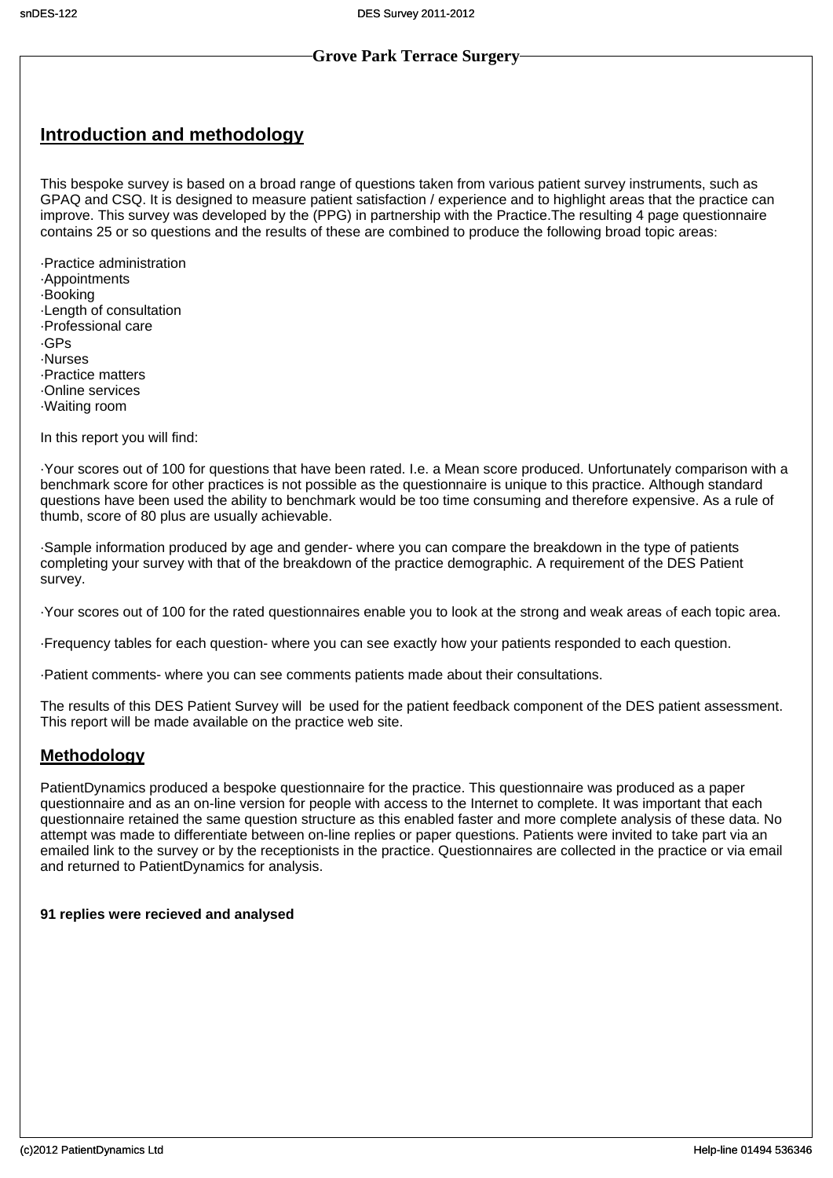**Grove Park Terrace Surgery**

## Introduction and methodology

This bespoke survey is based on a broad range of questions taken from various patient survey instruments, such as GPAQ and CSQ. It is designed to measure patient satisfaction / experience and to highlight areas that the practice can improve. This survey was developed by the (PPG) in partnership with the Practice.The resulting 4 page questionnaire contains 25 or so questions and the results of these are combined to produce the following broad topic areas:

- ·Practice administration
- ·Appointments
- ·Booking
- ·Length of consultation
- ·Professional care
- ·GPs
- ·Nurses
- ·Practice matters
- ·Online services
- ·Waiting room

In this report you will find:

·Your scores out of 100 for questions that have been rated. I.e. a Mean score produced. Unfortunately comparison with a benchmark score for other practices is not possible as the questionnaire is unique to this practice. Although standard questions have been used the ability to benchmark would be too time consuming and therefore expensive. As a rule of thumb, score of 80 plus are usually achievable.

·Sample information produced by age and gender- where you can compare the breakdown in the type of patients completing your survey with that of the breakdown of the practice demographic. A requirement of the DES Patient survey.

·Your scores out of 100 for the rated questionnaires enable you to look at the strong and weak areas of each topic area.

·Frequency tables for each question- where you can see exactly how your patients responded to each question.

·Patient comments- where you can see comments patients made about their consultations.

The results of this DES Patient Survey will be used for the patient feedback component of the DES patient assessment. This report will be made available on the practice web site.

## Methodology

PatientDynamics produced a bespoke questionnaire for the practice. This questionnaire was produced as a paper questionnaire and as an on-line version for people with access to the Internet to complete. It was important that each questionnaire retained the same question structure as this enabled faster and more complete analysis of these data. No attempt was made to differentiate between on-line replies or paper questions. Patients were invited to take part via an emailed link to the survey or by the receptionists in the practice. Questionnaires are collected in the practice or via email and returned to PatientDynamics for analysis.

**91 replies were recieved and analysed**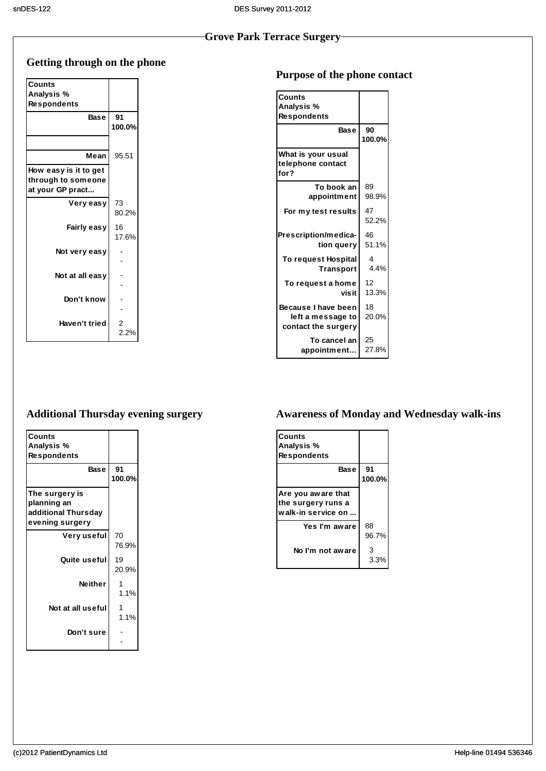## Grove Park Terrace Surgery

### Getting through on the phone

| Counts<br>Analysis %<br>Respondents | |
|---|---|
| Base | 91<br>100.0% |
| | |
| Mean | 95.51 |
| **How easy is it to get through to someone at your GP pract...** | |
| Very easy | 73<br>80.2% |
| Fairly easy | 16<br>17.6% |
| Not very easy | -<br>- |
| Not at all easy | -<br>- |
| Don't know | -<br>- |
| Haven't tried | 2<br>2.2% |

### Purpose of the phone contact

| Counts<br>Analysis %<br>Respondents | |
|---|---|
| Base | 90<br>100.0% |
| **What is your usual telephone contact for?** | |
| To book an appointment | 89<br>98.9% |
| For my test results | 47<br>52.2% |
| Prescription/medication query | 46<br>51.1% |
| To request Hospital Transport | 4<br>4.4% |
| To request a home visit | 12<br>13.3% |
| Because I have been left a message to contact the surgery | 18<br>20.0% |
| To cancel an appointment... | 25<br>27.8% |

### Additional Thursday evening surgery

| Counts<br>Analysis %<br>Respondents | |
|---|---|
| Base | 91<br>100.0% |
| **The surgery is planning an additional Thursday evening surgery** | |
| Very useful | 70<br>76.9% |
| Quite useful | 19<br>20.9% |
| Neither | 1<br>1.1% |
| Not at all useful | 1<br>1.1% |
| Don't sure | -<br>- |

### Awareness of Monday and Wednesday walk-ins

| Counts<br>Analysis %<br>Respondents | |
|---|---|
| Base | 91<br>100.0% |
| **Are you aware that the surgery runs a walk-in service on ...** | |
| Yes I'm aware | 88<br>96.7% |
| No I'm not aware | 3<br>3.3% |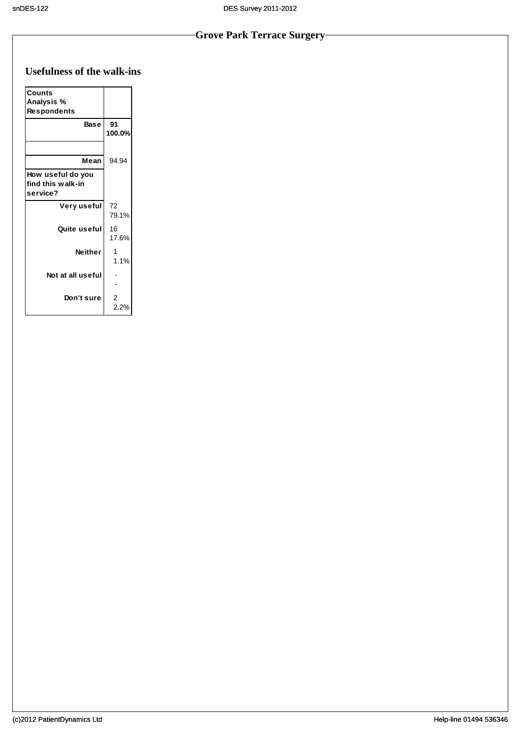## Grove Park Terrace Surgery

### Usefulness of the walk-ins

| Counts<br>Analysis %<br>Respondents | |
|---|---|
| **Base** | **91**<br>**100.0%** |
| | |
| **Mean** | 94.94 |
| **How useful do you find this walk-in service?** | |
| **Very useful** | 72<br>79.1% |
| **Quite useful** | 16<br>17.6% |
| **Neither** | 1<br>1.1% |
| **Not at all useful** | -<br>- |
| **Don't sure** | 2<br>2.2% |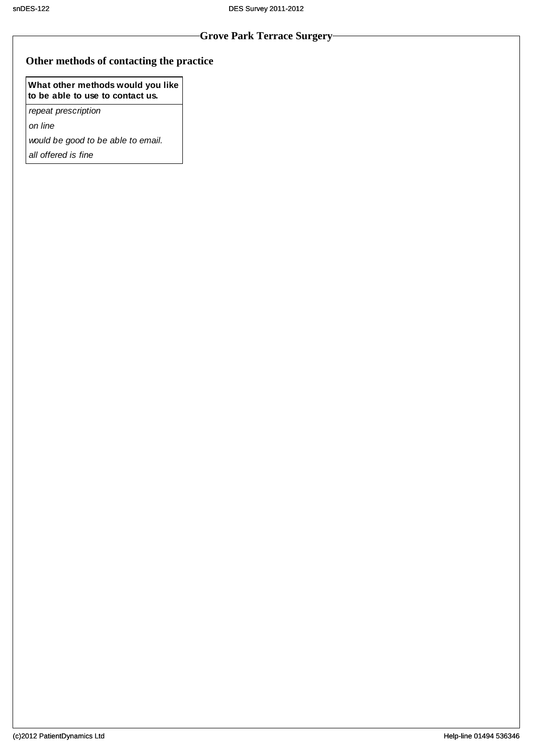## Grove Park Terrace Surgery

### Other methods of contacting the practice

| What other methods would you like to be able to use to contact us. |
| --- |
| *repeat prescription* |
| *on line* |
| *would be good to be able to email.* |
| *all offered is fine* |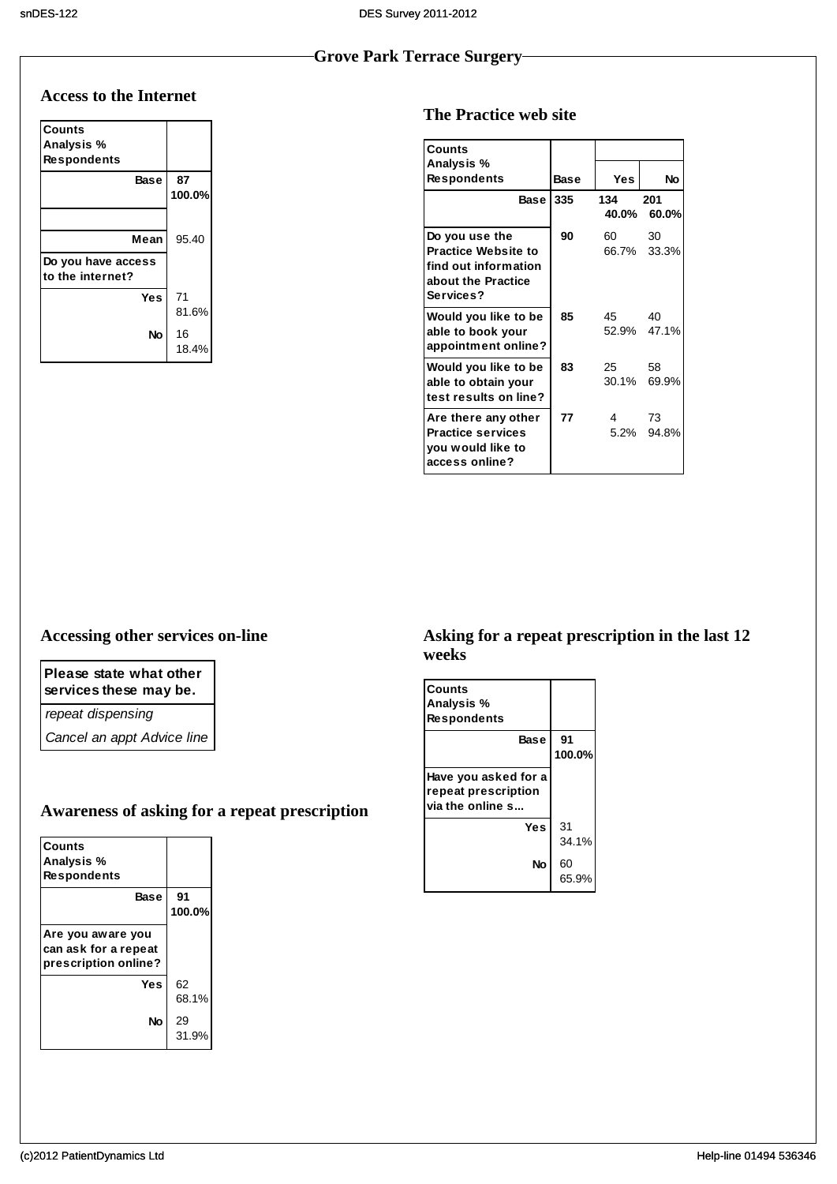## Grove Park Terrace Surgery

### Access to the Internet

| Counts<br>Analysis %<br>Respondents | |
|---|---|
| Base | 87<br>100.0% |
| Mean | 95.40 |
| **Do you have access to the internet?** | |
| Yes | 71<br>81.6% |
| No | 16<br>18.4% |

### The Practice web site

| Counts<br>Analysis %<br>Respondents | Base | Yes | No |
|---|---|---|---|
| Base | 335 | 134<br>40.0% | 201<br>60.0% |
| Do you use the Practice Website to find out information about the Practice Services? | 90 | 60<br>66.7% | 30<br>33.3% |
| Would you like to be able to book your appointment online? | 85 | 45<br>52.9% | 40<br>47.1% |
| Would you like to be able to obtain your test results on line? | 83 | 25<br>30.1% | 58<br>69.9% |
| Are there any other Practice services you would like to access online? | 77 | 4<br>5.2% | 73<br>94.8% |

### Accessing other services on-line

| Please state what other services these may be. |
|---|
| *repeat dispensing* |
| *Cancel an appt Advice line* |

### Awareness of asking for a repeat prescription

| Counts<br>Analysis %<br>Respondents | |
|---|---|
| Base | 91<br>100.0% |
| **Are you aware you can ask for a repeat prescription online?** | |
| Yes | 62<br>68.1% |
| No | 29<br>31.9% |

### Asking for a repeat prescription in the last 12 weeks

| Counts<br>Analysis %<br>Respondents | |
|---|---|
| Base | 91<br>100.0% |
| **Have you asked for a repeat prescription via the online s...** | |
| Yes | 31<br>34.1% |
| No | 60<br>65.9% |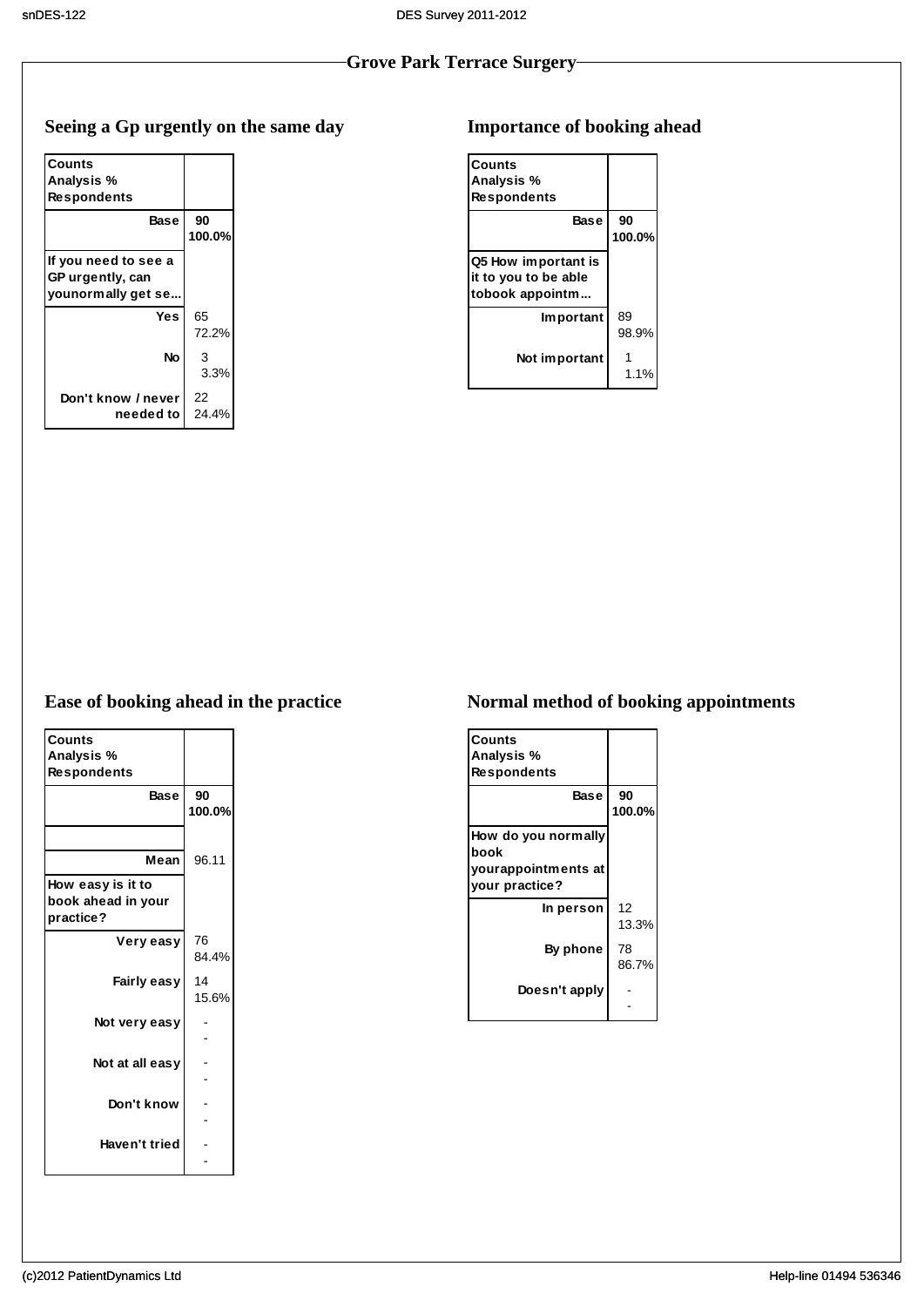## Grove Park Terrace Surgery

### Seeing a Gp urgently on the same day

| Counts<br>Analysis %<br>Respondents | |
|---|---|
| **Base** | **90**<br>**100.0%** |
| **If you need to see a GP urgently, can younormally get se...** | |
| **Yes** | 65<br>72.2% |
| **No** | 3<br>3.3% |
| **Don't know / never needed to** | 22<br>24.4% |

### Importance of booking ahead

| Counts<br>Analysis %<br>Respondents | |
|---|---|
| **Base** | **90**<br>**100.0%** |
| **Q5 How important is it to you to be able tobook appointm...** | |
| **Important** | 89<br>98.9% |
| **Not important** | 1<br>1.1% |

### Ease of booking ahead in the practice

| Counts<br>Analysis %<br>Respondents | |
|---|---|
| **Base** | **90**<br>**100.0%** |
| | |
| **Mean** | 96.11 |
| **How easy is it to book ahead in your practice?** | |
| **Very easy** | 76<br>84.4% |
| **Fairly easy** | 14<br>15.6% |
| **Not very easy** | -<br>- |
| **Not at all easy** | -<br>- |
| **Don't know** | -<br>- |
| **Haven't tried** | -<br>- |

### Normal method of booking appointments

| Counts<br>Analysis %<br>Respondents | |
|---|---|
| **Base** | **90**<br>**100.0%** |
| **How do you normally book yourappointments at your practice?** | |
| **In person** | 12<br>13.3% |
| **By phone** | 78<br>86.7% |
| **Doesn't apply** | -<br>- |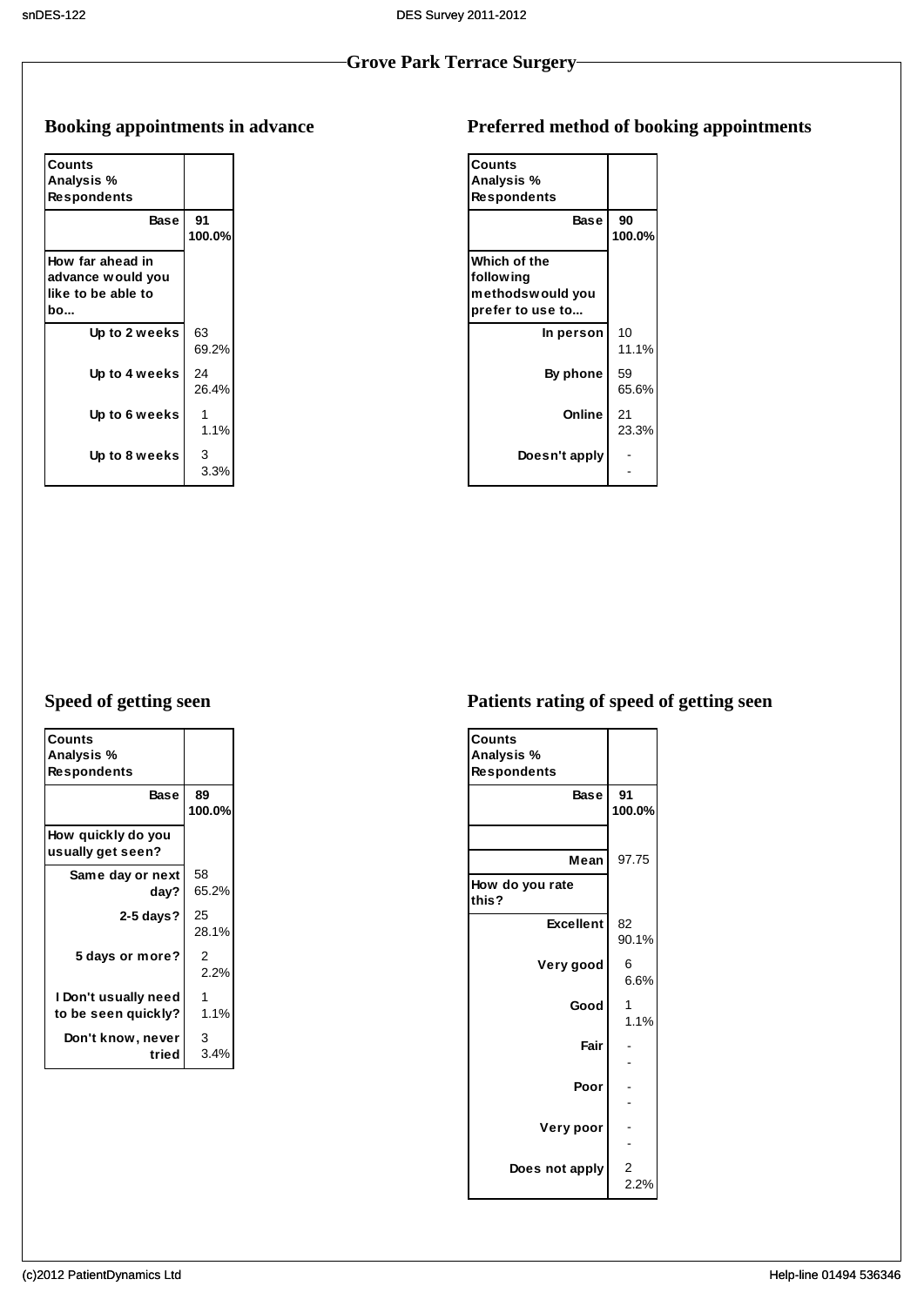## Grove Park Terrace Surgery

### Booking appointments in advance

| Counts<br>Analysis %<br>Respondents | |
|---|---|
| **Base** | **91**<br>**100.0%** |
| **How far ahead in advance would you like to be able to bo...** | |
| **Up to 2 weeks** | 63<br>69.2% |
| **Up to 4 weeks** | 24<br>26.4% |
| **Up to 6 weeks** | 1<br>1.1% |
| **Up to 8 weeks** | 3<br>3.3% |

### Preferred method of booking appointments

| Counts<br>Analysis %<br>Respondents | |
|---|---|
| **Base** | **90**<br>**100.0%** |
| **Which of the following methodswould you prefer to use to...** | |
| **In person** | 10<br>11.1% |
| **By phone** | 59<br>65.6% |
| **Online** | 21<br>23.3% |
| **Doesn't apply** | -<br>- |

### Speed of getting seen

| Counts<br>Analysis %<br>Respondents | |
|---|---|
| **Base** | **89**<br>**100.0%** |
| **How quickly do you usually get seen?** | |
| **Same day or next day?** | 58<br>65.2% |
| **2-5 days?** | 25<br>28.1% |
| **5 days or more?** | 2<br>2.2% |
| **I Don't usually need to be seen quickly?** | 1<br>1.1% |
| **Don't know, never tried** | 3<br>3.4% |

### Patients rating of speed of getting seen

| Counts<br>Analysis %<br>Respondents | |
|---|---|
| **Base** | **91**<br>**100.0%** |
| | |
| **Mean** | 97.75 |
| **How do you rate this?** | |
| **Excellent** | 82<br>90.1% |
| **Very good** | 6<br>6.6% |
| **Good** | 1<br>1.1% |
| **Fair** | -<br>- |
| **Poor** | -<br>- |
| **Very poor** | -<br>- |
| **Does not apply** | 2<br>2.2% |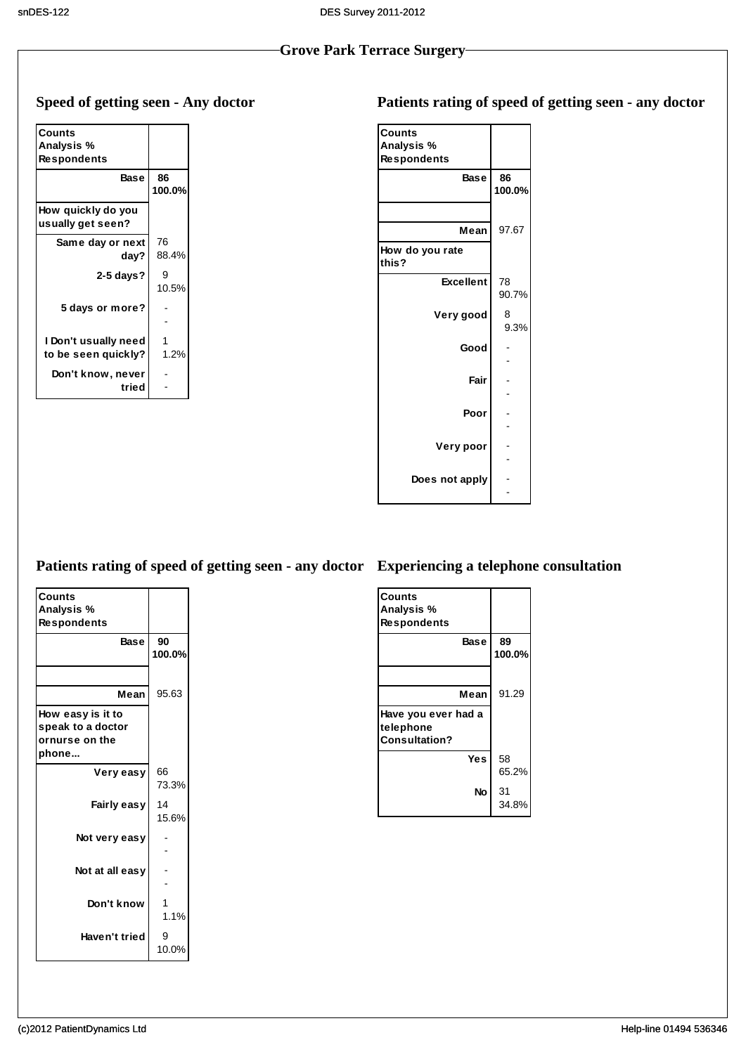## Grove Park Terrace Surgery

### Speed of getting seen - Any doctor

| Counts<br>Analysis %<br>Respondents | |
|---|---|
| **Base** | **86**<br>**100.0%** |
| **How quickly do you usually get seen?** | |
| Same day or next day? | 76<br>88.4% |
| 2-5 days? | 9<br>10.5% |
| 5 days or more? | -<br>- |
| I Don't usually need to be seen quickly? | 1<br>1.2% |
| Don't know, never tried | -<br>- |

### Patients rating of speed of getting seen - any doctor

| Counts<br>Analysis %<br>Respondents | |
|---|---|
| **Base** | **86**<br>**100.0%** |
| | |
| Mean | 97.67 |
| **How do you rate this?** | |
| Excellent | 78<br>90.7% |
| Very good | 8<br>9.3% |
| Good | -<br>- |
| Fair | -<br>- |
| Poor | -<br>- |
| Very poor | -<br>- |
| Does not apply | -<br>- |

### Patients rating of speed of getting seen - any doctor

| Counts<br>Analysis %<br>Respondents | |
|---|---|
| **Base** | **90**<br>**100.0%** |
| | |
| Mean | 95.63 |
| **How easy is it to speak to a doctor ornurse on the phone...** | |
| Very easy | 66<br>73.3% |
| Fairly easy | 14<br>15.6% |
| Not very easy | -<br>- |
| Not at all easy | -<br>- |
| Don't know | 1<br>1.1% |
| Haven't tried | 9<br>10.0% |

### Experiencing a telephone consultation

| Counts<br>Analysis %<br>Respondents | |
|---|---|
| **Base** | **89**<br>**100.0%** |
| | |
| Mean | 91.29 |
| **Have you ever had a telephone Consultation?** | |
| Yes | 58<br>65.2% |
| No | 31<br>34.8% |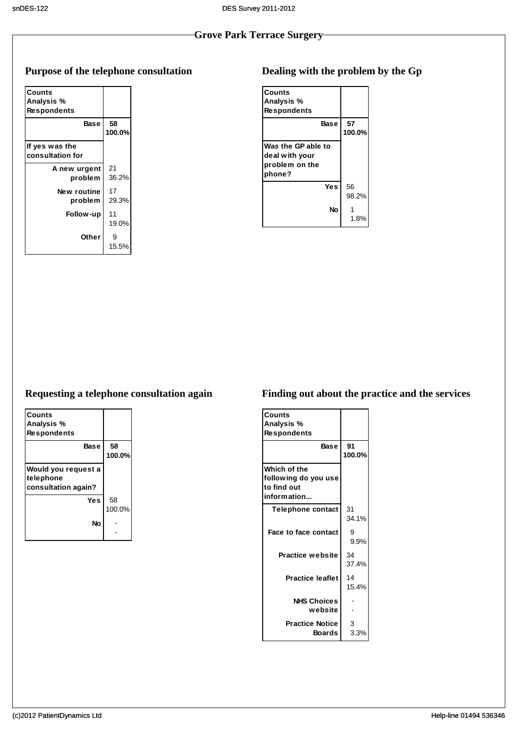## Grove Park Terrace Surgery

### Purpose of the telephone consultation

| Counts<br>Analysis %<br>Respondents | |
|---|---|
| Base | 58<br>100.0% |
| **If yes was the consultation for** | |
| A new urgent problem | 21<br>36.2% |
| New routine problem | 17<br>29.3% |
| Follow-up | 11<br>19.0% |
| Other | 9<br>15.5% |

### Dealing with the problem by the Gp

| Counts<br>Analysis %<br>Respondents | |
|---|---|
| Base | 57<br>100.0% |
| **Was the GP able to deal with your problem on the phone?** | |
| Yes | 56<br>98.2% |
| No | 1<br>1.8% |

### Requesting a telephone consultation again

| Counts<br>Analysis %<br>Respondents | |
|---|---|
| Base | 58<br>100.0% |
| **Would you request a telephone consultation again?** | |
| Yes | 58<br>100.0% |
| No | -<br>- |

### Finding out about the practice and the services

| Counts<br>Analysis %<br>Respondents | |
|---|---|
| Base | 91<br>100.0% |
| **Which of the following do you use to find out information...** | |
| Telephone contact | 31<br>34.1% |
| Face to face contact | 9<br>9.9% |
| Practice website | 34<br>37.4% |
| Practice leaflet | 14<br>15.4% |
| NHS Choices website | -<br>- |
| Practice Notice Boards | 3<br>3.3% |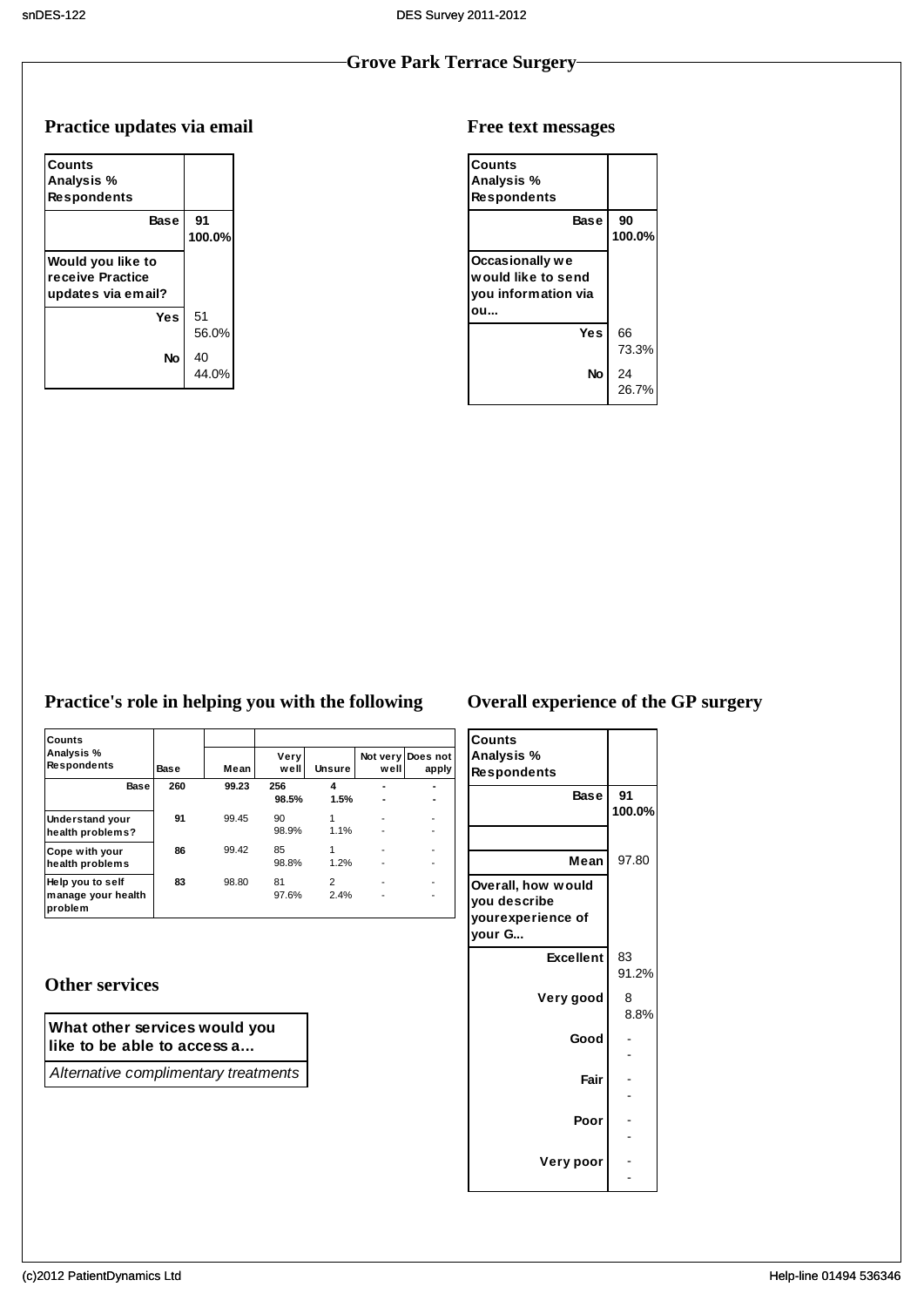## Grove Park Terrace Surgery

### Practice updates via email

| Counts<br>Analysis %<br>Respondents | |
|---|---|
| **Base** | **91**<br>**100.0%** |
| **Would you like to receive Practice updates via email?** | |
| **Yes** | 51<br>56.0% |
| **No** | 40<br>44.0% |

### Free text messages

| Counts<br>Analysis %<br>Respondents | |
|---|---|
| **Base** | **90**<br>**100.0%** |
| **Occasionally we would like to send you information via ou...** | |
| **Yes** | 66<br>73.3% |
| **No** | 24<br>26.7% |

### Practice's role in helping you with the following

| Counts<br>Analysis %<br>Respondents | Base | Mean | Very well | Unsure | Not very well | Does not apply |
|---|---|---|---|---|---|---|
| **Base** | **260** | **99.23** | **256**<br>**98.5%** | **4**<br>**1.5%** | **-**<br>**-** | **-**<br>**-** |
| **Understand your health problems?** | **91** | 99.45 | 90<br>98.9% | 1<br>1.1% | -<br>- | -<br>- |
| **Cope with your health problems** | **86** | 99.42 | 85<br>98.8% | 1<br>1.2% | -<br>- | -<br>- |
| **Help you to self manage your health problem** | **83** | 98.80 | 81<br>97.6% | 2<br>2.4% | -<br>- | -<br>- |

### Other services

| What other services would you like to be able to access a... |
|---|
| *Alternative complimentary treatments* |

### Overall experience of the GP surgery

| Counts<br>Analysis %<br>Respondents | |
|---|---|
| **Base** | **91**<br>**100.0%** |
| | |
| **Mean** | 97.80 |
| **Overall, how would you describe yourexperience of your G...** | |
| **Excellent** | 83<br>91.2% |
| **Very good** | 8<br>8.8% |
| **Good** | -<br>- |
| **Fair** | -<br>- |
| **Poor** | -<br>- |
| **Very poor** | -<br>- |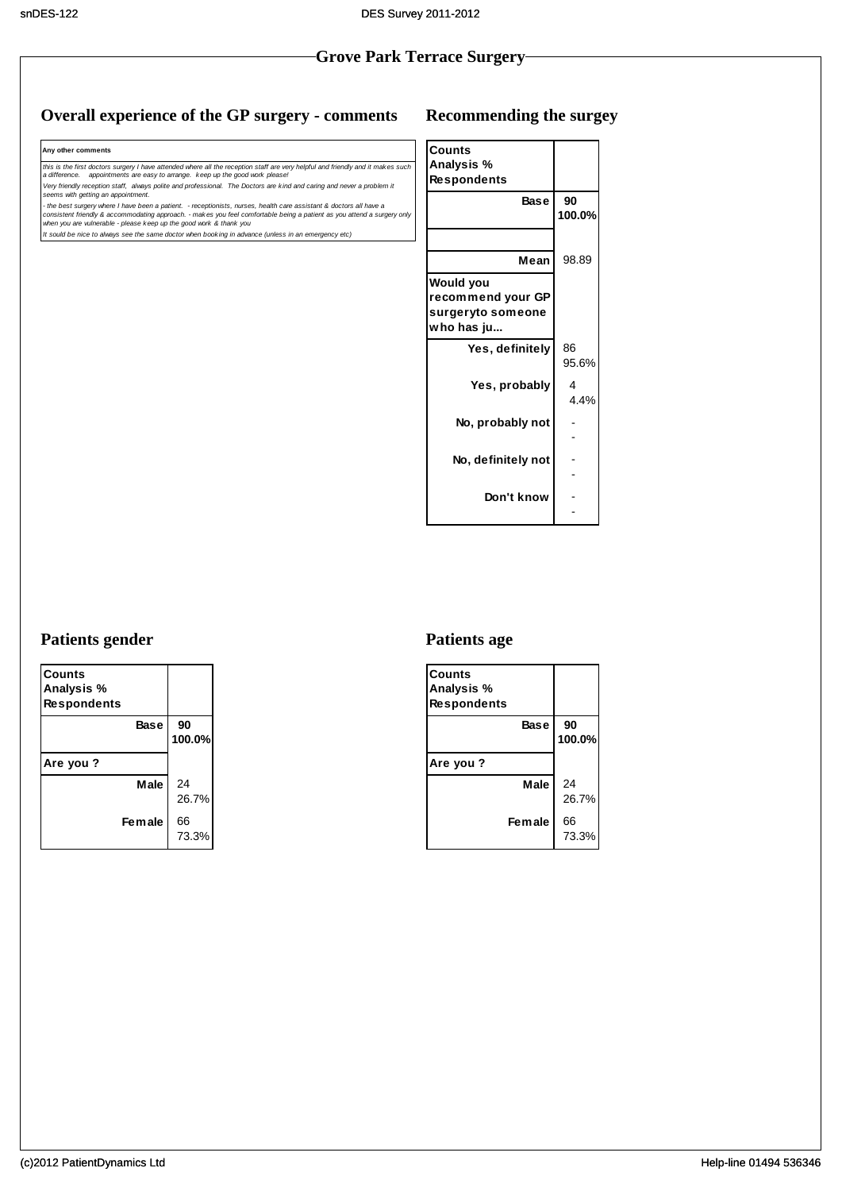## Grove Park Terrace Surgery

### Overall experience of the GP surgery - comments

| Any other comments |
|---|
| *this is the first doctors surgery I have attended where all the reception staff are very helpful and friendly and it makes such a difference.   appointments are easy to arrange.  keep up the good work please!* |
| *Very friendly reception staff,  always polite and professional.  The Doctors are kind and caring and never a problem it seems with getting an appointment.* |
| *- the best surgery where I have been a patient.  - receptionists, nurses, health care assistant & doctors all have a consistent friendly & accommodating approach. - makes you feel comfortable being a patient as you attend a surgery only when you are vulnerable - please keep up the good work & thank you* |
| *It sould be nice to always see the same doctor when booking in advance (unless in an emergency etc)* |

### Recommending the surgey

| Counts<br>Analysis %<br>Respondents | |
|---|---|
| **Base** | **90**<br>**100.0%** |
| | |
| **Mean** | 98.89 |
| **Would you recommend your GP surgeryto someone who has ju...** | |
| **Yes, definitely** | 86<br>95.6% |
| **Yes, probably** | 4<br>4.4% |
| **No, probably not** | -<br>- |
| **No, definitely not** | -<br>- |
| **Don't know** | -<br>- |

### Patients gender

| Counts<br>Analysis %<br>Respondents | |
|---|---|
| **Base** | **90**<br>**100.0%** |
| **Are you ?** | |
| **Male** | 24<br>26.7% |
| **Female** | 66<br>73.3% |

### Patients age

| Counts<br>Analysis %<br>Respondents | |
|---|---|
| **Base** | **90**<br>**100.0%** |
| **Are you ?** | |
| **Male** | 24<br>26.7% |
| **Female** | 66<br>73.3% |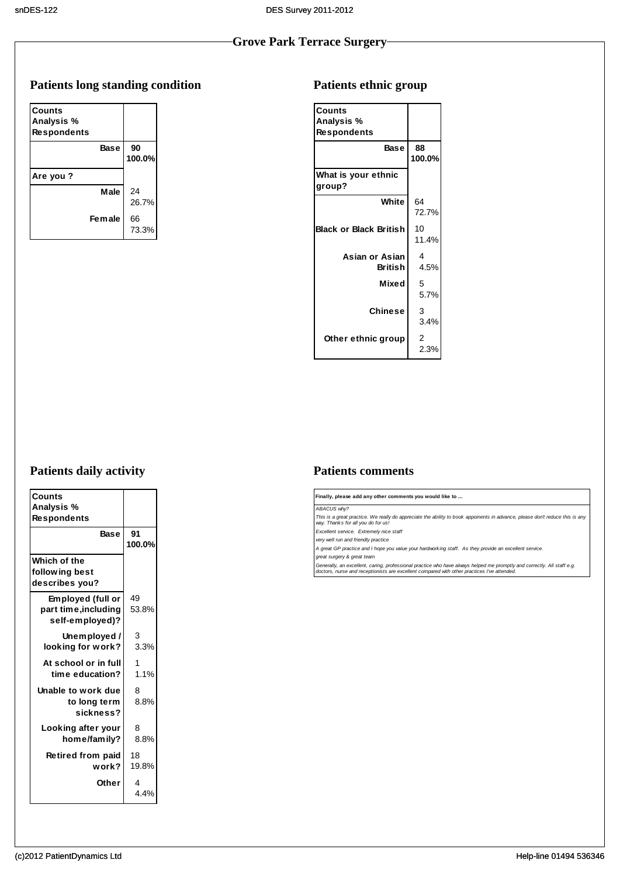# Grove Park Terrace Surgery

## Patients long standing condition

| Counts<br>Analysis %<br>Respondents | |
|---|---|
| **Base** | **90**<br>**100.0%** |
| **Are you ?** | |
| **Male** | 24<br>26.7% |
| **Female** | 66<br>73.3% |

## Patients ethnic group

| Counts<br>Analysis %<br>Respondents | |
|---|---|
| **Base** | **88**<br>**100.0%** |
| **What is your ethnic group?** | |
| **White** | 64<br>72.7% |
| **Black or Black British** | 10<br>11.4% |
| **Asian or Asian British** | 4<br>4.5% |
| **Mixed** | 5<br>5.7% |
| **Chinese** | 3<br>3.4% |
| **Other ethnic group** | 2<br>2.3% |

## Patients daily activity

| Counts<br>Analysis %<br>Respondents | |
|---|---|
| **Base** | **91**<br>**100.0%** |
| **Which of the following best describes you?** | |
| **Employed (full or part time,including self-employed)?** | 49<br>53.8% |
| **Unemployed / looking for work?** | 3<br>3.3% |
| **At school or in full time education?** | 1<br>1.1% |
| **Unable to work due to long term sickness?** | 8<br>8.8% |
| **Looking after your home/family?** | 8<br>8.8% |
| **Retired from paid work?** | 18<br>19.8% |
| **Other** | 4<br>4.4% |

## Patients comments

| Finally, please add any other comments you would like to ... |
|---|
| *ABACUS why?* |
| *This is a great practice. We really do appreciate the ability to book appoinents in advance, please don't reduce this is any way. Thanks for all you do for us!* |
| *Excellent service. Extremely nice staff* |
| *very well run and friendly practice* |
| *A great GP practice and I hope you value your hardworking staff. As they provide an excellent service.* |
| *great surgery & great team* |
| *Generally, an excellent, caring, professional practice who have always helped me promptly and correctly. All staff e.g. doctors, nurse and receptionists are excellent compared with other practices I've attended.* |